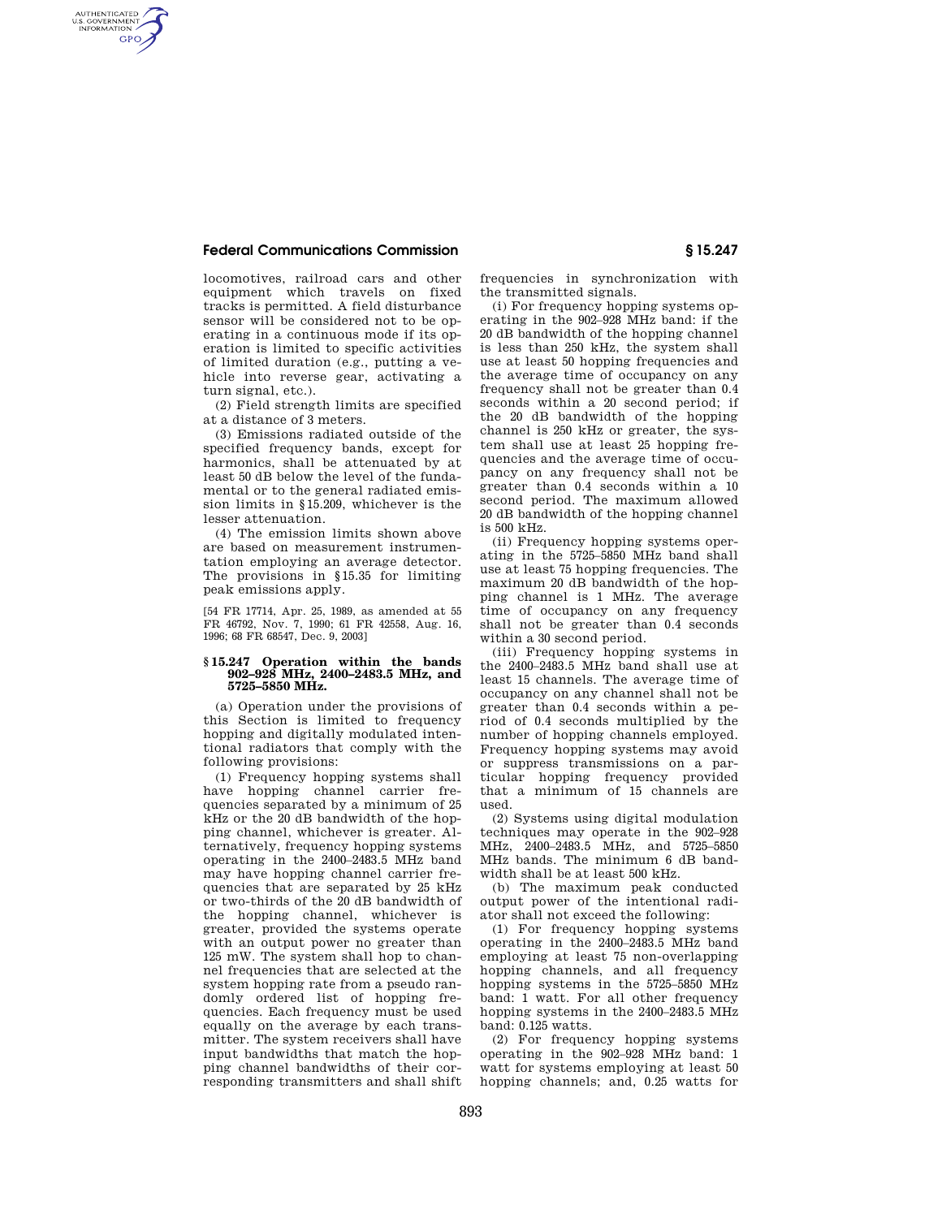locomotives, railroad cars and other equipment which travels on fixed tracks is permitted. A field disturbance sensor will be considered not to be operating in a continuous mode if its operation is limited to specific activities of limited duration (e.g., putting a vehicle into reverse gear, activating a turn signal, etc.).

(2) Field strength limits are specified at a distance of 3 meters.

(3) Emissions radiated outside of the specified frequency bands, except for harmonics, shall be attenuated by at least 50 dB below the level of the fundamental or to the general radiated emission limits in §15.209, whichever is the lesser attenuation.

(4) The emission limits shown above are based on measurement instrumentation employing an average detector. The provisions in §15.35 for limiting peak emissions apply.

[54 FR 17714, Apr. 25, 1989, as amended at 55 FR 46792, Nov. 7, 1990; 61 FR 42558, Aug. 16, 1996; 68 FR 68547, Dec. 9, 2003]

## §15.247 Operation within the bands 902–928 MHz, 2400–2483.5 MHz, and 5725–5850 MHz.

(a) Operation under the provisions of this Section is limited to frequency hopping and digitally modulated intentional radiators that comply with the following provisions:

(1) Frequency hopping systems shall have hopping channel carrier frequencies separated by a minimum of 25 kHz or the 20 dB bandwidth of the hopping channel, whichever is greater. Alternatively, frequency hopping systems operating in the 2400–2483.5 MHz band may have hopping channel carrier frequencies that are separated by 25 kHz or two-thirds of the 20 dB bandwidth of the hopping channel, whichever is greater, provided the systems operate with an output power no greater than 125 mW. The system shall hop to channel frequencies that are selected at the system hopping rate from a pseudo randomly ordered list of hopping frequencies. Each frequency must be used equally on the average by each transmitter. The system receivers shall have input bandwidths that match the hopping channel bandwidths of their corresponding transmitters and shall shift frequencies in synchronization with the transmitted signals.

(i) For frequency hopping systems operating in the 902–928 MHz band: if the 20 dB bandwidth of the hopping channel is less than 250 kHz, the system shall use at least 50 hopping frequencies and the average time of occupancy on any frequency shall not be greater than 0.4 seconds within a 20 second period; if the 20 dB bandwidth of the hopping channel is 250 kHz or greater, the system shall use at least 25 hopping frequencies and the average time of occupancy on any frequency shall not be greater than 0.4 seconds within a 10 second period. The maximum allowed 20 dB bandwidth of the hopping channel is 500 kHz.

(ii) Frequency hopping systems operating in the 5725–5850 MHz band shall use at least 75 hopping frequencies. The maximum 20 dB bandwidth of the hopping channel is 1 MHz. The average time of occupancy on any frequency shall not be greater than 0.4 seconds within a 30 second period.

(iii) Frequency hopping systems in the 2400–2483.5 MHz band shall use at least 15 channels. The average time of occupancy on any channel shall not be greater than 0.4 seconds within a period of 0.4 seconds multiplied by the number of hopping channels employed. Frequency hopping systems may avoid or suppress transmissions on a particular hopping frequency provided that a minimum of 15 channels are used.

(2) Systems using digital modulation techniques may operate in the 902–928 MHz, 2400–2483.5 MHz, and 5725–5850 MHz bands. The minimum 6 dB bandwidth shall be at least 500 kHz.

(b) The maximum peak conducted output power of the intentional radiator shall not exceed the following:

(1) For frequency hopping systems operating in the 2400–2483.5 MHz band employing at least 75 non-overlapping hopping channels, and all frequency hopping systems in the 5725–5850 MHz band: 1 watt. For all other frequency hopping systems in the 2400–2483.5 MHz band: 0.125 watts.

(2) For frequency hopping systems operating in the 902–928 MHz band: 1 watt for systems employing at least 50 hopping channels; and, 0.25 watts for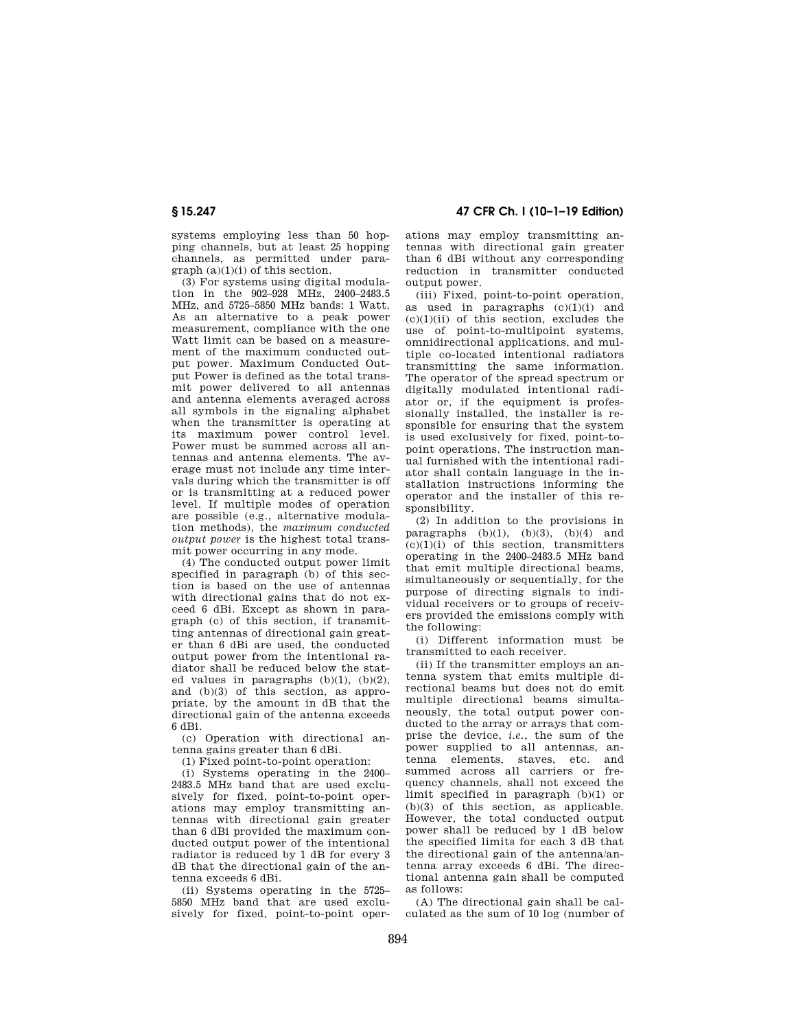systems employing less than 50 hopping channels, but at least 25 hopping channels, as permitted under paragraph (a)(1)(i) of this section.

(3) For systems using digital modulation in the 902–928 MHz, 2400–2483.5 MHz, and 5725–5850 MHz bands: 1 Watt. As an alternative to a peak power measurement, compliance with the one Watt limit can be based on a measurement of the maximum conducted output power. Maximum Conducted Output Power is defined as the total transmit power delivered to all antennas and antenna elements averaged across all symbols in the signaling alphabet when the transmitter is operating at its maximum power control level. Power must be summed across all antennas and antenna elements. The average must not include any time intervals during which the transmitter is off or is transmitting at a reduced power level. If multiple modes of operation are possible (e.g., alternative modulation methods), the *maximum conducted output power* is the highest total transmit power occurring in any mode.

(4) The conducted output power limit specified in paragraph (b) of this section is based on the use of antennas with directional gains that do not exceed 6 dBi. Except as shown in paragraph (c) of this section, if transmitting antennas of directional gain greater than 6 dBi are used, the conducted output power from the intentional radiator shall be reduced below the stated values in paragraphs (b)(1), (b)(2), and (b)(3) of this section, as appropriate, by the amount in dB that the directional gain of the antenna exceeds 6 dBi.

(c) Operation with directional antenna gains greater than 6 dBi.

(1) Fixed point-to-point operation:

(i) Systems operating in the 2400–2483.5 MHz band that are used exclusively for fixed, point-to-point operations may employ transmitting antennas with directional gain greater than 6 dBi provided the maximum conducted output power of the intentional radiator is reduced by 1 dB for every 3 dB that the directional gain of the antenna exceeds 6 dBi.

(ii) Systems operating in the 5725–5850 MHz band that are used exclusively for fixed, point-to-point operations may employ transmitting antennas with directional gain greater than 6 dBi without any corresponding reduction in transmitter conducted output power.

(iii) Fixed, point-to-point operation, as used in paragraphs (c)(1)(i) and (c)(1)(ii) of this section, excludes the use of point-to-multipoint systems, omnidirectional applications, and multiple co-located intentional radiators transmitting the same information. The operator of the spread spectrum or digitally modulated intentional radiator or, if the equipment is professionally installed, the installer is responsible for ensuring that the system is used exclusively for fixed, point-to-point operations. The instruction manual furnished with the intentional radiator shall contain language in the installation instructions informing the operator and the installer of this responsibility.

(2) In addition to the provisions in paragraphs (b)(1), (b)(3), (b)(4) and (c)(1)(i) of this section, transmitters operating in the 2400–2483.5 MHz band that emit multiple directional beams, simultaneously or sequentially, for the purpose of directing signals to individual receivers or to groups of receivers provided the emissions comply with the following:

(i) Different information must be transmitted to each receiver.

(ii) If the transmitter employs an antenna system that emits multiple directional beams but does not do emit multiple directional beams simultaneously, the total output power conducted to the array or arrays that comprise the device, *i.e.*, the sum of the power supplied to all antennas, antenna elements, staves, etc. and summed across all carriers or frequency channels, shall not exceed the limit specified in paragraph (b)(1) or (b)(3) of this section, as applicable. However, the total conducted output power shall be reduced by 1 dB below the specified limits for each 3 dB that the directional gain of the antenna/antenna array exceeds 6 dBi. The directional antenna gain shall be computed as follows:

(A) The directional gain shall be calculated as the sum of 10 log (number of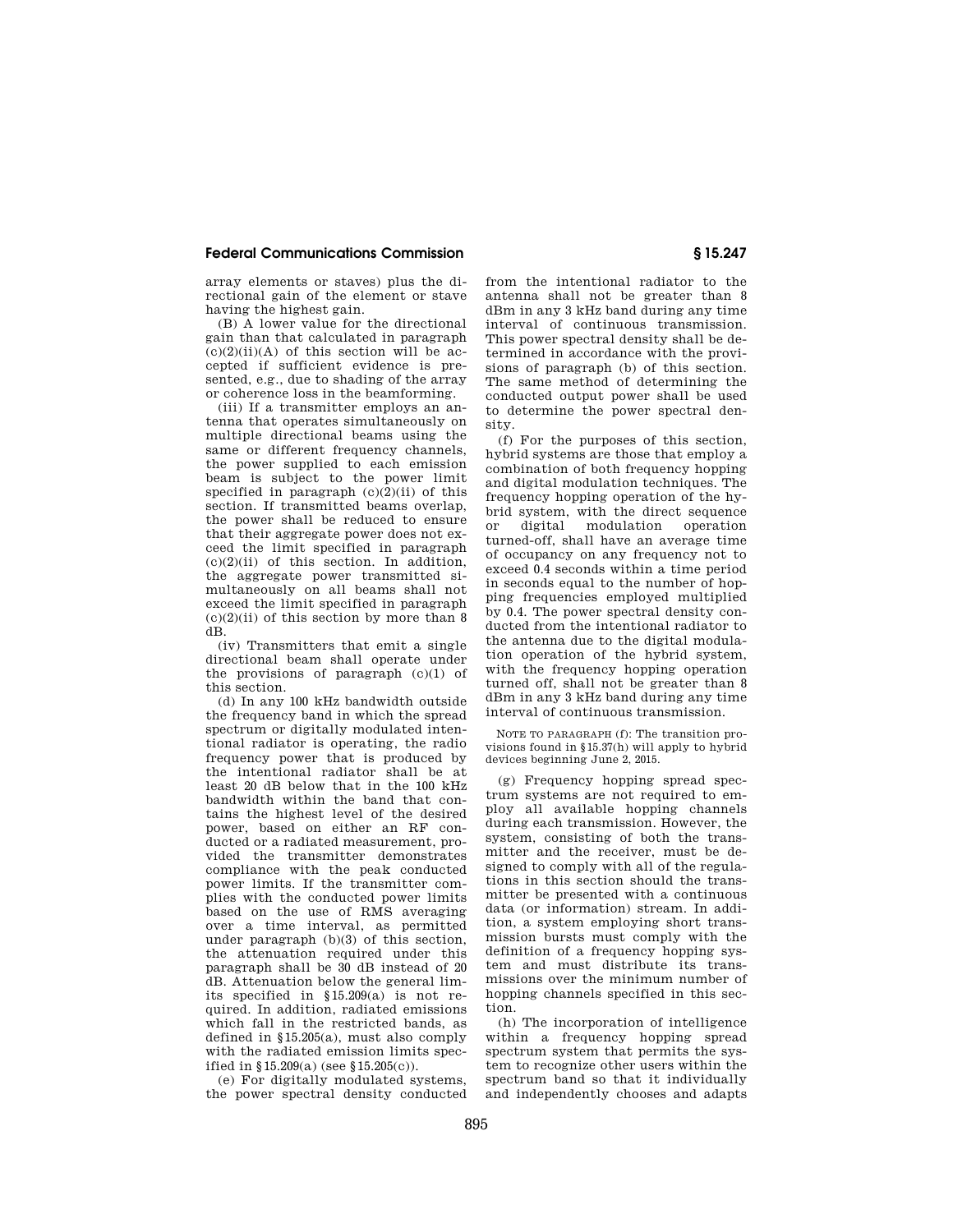array elements or staves) plus the directional gain of the element or stave having the highest gain.

(B) A lower value for the directional gain than that calculated in paragraph (c)(2)(ii)(A) of this section will be accepted if sufficient evidence is presented, e.g., due to shading of the array or coherence loss in the beamforming.

(iii) If a transmitter employs an antenna that operates simultaneously on multiple directional beams using the same or different frequency channels, the power supplied to each emission beam is subject to the power limit specified in paragraph (c)(2)(ii) of this section. If transmitted beams overlap, the power shall be reduced to ensure that their aggregate power does not exceed the limit specified in paragraph (c)(2)(ii) of this section. In addition, the aggregate power transmitted simultaneously on all beams shall not exceed the limit specified in paragraph (c)(2)(ii) of this section by more than 8 dB.

(iv) Transmitters that emit a single directional beam shall operate under the provisions of paragraph (c)(1) of this section.

(d) In any 100 kHz bandwidth outside the frequency band in which the spread spectrum or digitally modulated intentional radiator is operating, the radio frequency power that is produced by the intentional radiator shall be at least 20 dB below that in the 100 kHz bandwidth within the band that contains the highest level of the desired power, based on either an RF conducted or a radiated measurement, provided the transmitter demonstrates compliance with the peak conducted power limits. If the transmitter complies with the conducted power limits based on the use of RMS averaging over a time interval, as permitted under paragraph (b)(3) of this section, the attenuation required under this paragraph shall be 30 dB instead of 20 dB. Attenuation below the general limits specified in §15.209(a) is not required. In addition, radiated emissions which fall in the restricted bands, as defined in §15.205(a), must also comply with the radiated emission limits specified in §15.209(a) (see §15.205(c)).

(e) For digitally modulated systems, the power spectral density conducted from the intentional radiator to the antenna shall not be greater than 8 dBm in any 3 kHz band during any time interval of continuous transmission. This power spectral density shall be determined in accordance with the provisions of paragraph (b) of this section. The same method of determining the conducted output power shall be used to determine the power spectral density.

(f) For the purposes of this section, hybrid systems are those that employ a combination of both frequency hopping and digital modulation techniques. The frequency hopping operation of the hybrid system, with the direct sequence or digital modulation operation turned-off, shall have an average time of occupancy on any frequency not to exceed 0.4 seconds within a time period in seconds equal to the number of hopping frequencies employed multiplied by 0.4. The power spectral density conducted from the intentional radiator to the antenna due to the digital modulation operation of the hybrid system, with the frequency hopping operation turned off, shall not be greater than 8 dBm in any 3 kHz band during any time interval of continuous transmission.

NOTE TO PARAGRAPH (f): The transition provisions found in §15.37(h) will apply to hybrid devices beginning June 2, 2015.

(g) Frequency hopping spread spectrum systems are not required to employ all available hopping channels during each transmission. However, the system, consisting of both the transmitter and the receiver, must be designed to comply with all of the regulations in this section should the transmitter be presented with a continuous data (or information) stream. In addition, a system employing short transmission bursts must comply with the definition of a frequency hopping system and must distribute its transmissions over the minimum number of hopping channels specified in this section.

(h) The incorporation of intelligence within a frequency hopping spread spectrum system that permits the system to recognize other users within the spectrum band so that it individually and independently chooses and adapts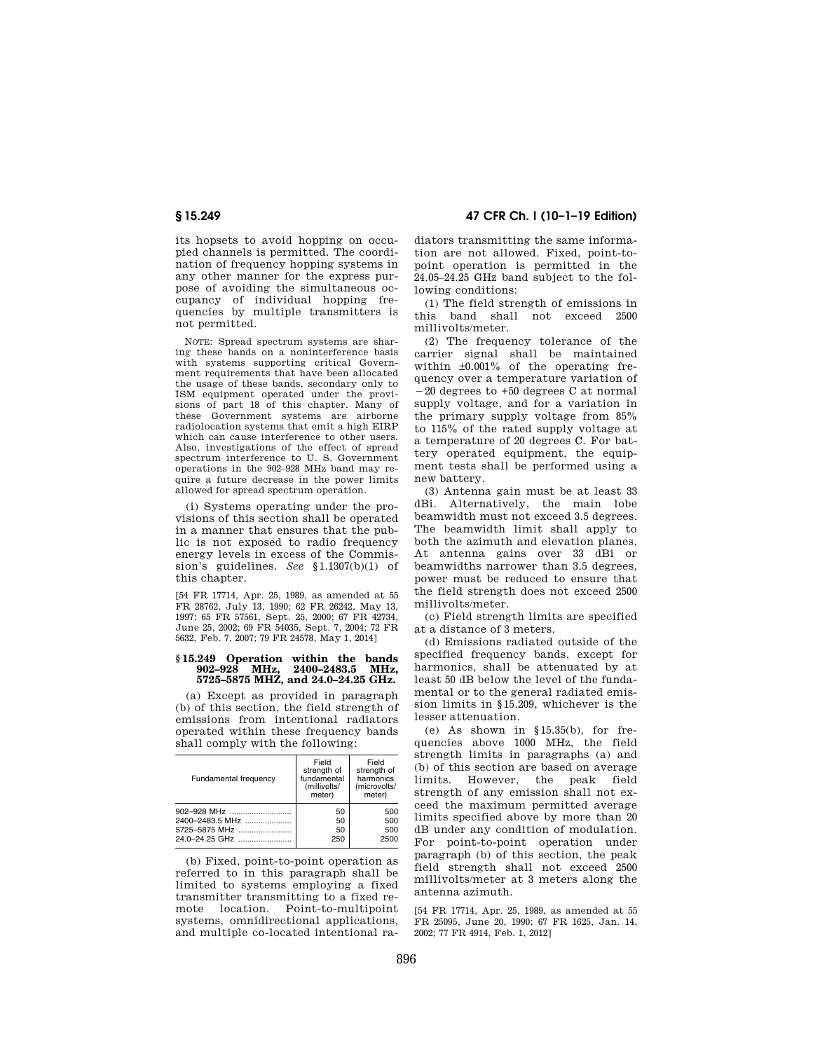its hopsets to avoid hopping on occupied channels is permitted. The coordination of frequency hopping systems in any other manner for the express purpose of avoiding the simultaneous occupancy of individual hopping frequencies by multiple transmitters is not permitted.

NOTE: Spread spectrum systems are sharing these bands on a noninterference basis with systems supporting critical Government requirements that have been allocated the usage of these bands, secondary only to ISM equipment operated under the provisions of part 18 of this chapter. Many of these Government systems are airborne radiolocation systems that emit a high EIRP which can cause interference to other users. Also, investigations of the effect of spread spectrum interference to U. S. Government operations in the 902–928 MHz band may require a future decrease in the power limits allowed for spread spectrum operation.

(i) Systems operating under the provisions of this section shall be operated in a manner that ensures that the public is not exposed to radio frequency energy levels in excess of the Commission's guidelines. *See* §1.1307(b)(1) of this chapter.

[54 FR 17714, Apr. 25, 1989, as amended at 55 FR 28762, July 13, 1990; 62 FR 26242, May 13, 1997; 65 FR 57561, Sept. 25, 2000; 67 FR 42734, June 25, 2002; 69 FR 54035, Sept. 7, 2004; 72 FR 5632, Feb. 7, 2007; 79 FR 24578, May 1, 2014]

### §15.249 Operation within the bands 902–928 MHz, 2400–2483.5 MHz, 5725–5875 MHZ, and 24.0–24.25 GHz.

(a) Except as provided in paragraph (b) of this section, the field strength of emissions from intentional radiators operated within these frequency bands shall comply with the following:

| Fundamental frequency | Field strength of fundamental (millivolts/meter) | Field strength of harmonics (microvolts/meter) |
|---|---|---|
| 902–928 MHz | 50 | 500 |
| 2400–2483.5 MHz | 50 | 500 |
| 5725–5875 MHz | 50 | 500 |
| 24.0–24.25 GHz | 250 | 2500 |

(b) Fixed, point-to-point operation as referred to in this paragraph shall be limited to systems employing a fixed transmitter transmitting to a fixed remote location. Point-to-multipoint systems, omnidirectional applications, and multiple co-located intentional radiators transmitting the same information are not allowed. Fixed, point-to-point operation is permitted in the 24.05–24.25 GHz band subject to the following conditions:

(1) The field strength of emissions in this band shall not exceed 2500 millivolts/meter.

(2) The frequency tolerance of the carrier signal shall be maintained within ±0.001% of the operating frequency over a temperature variation of −20 degrees to +50 degrees C at normal supply voltage, and for a variation in the primary supply voltage from 85% to 115% of the rated supply voltage at a temperature of 20 degrees C. For battery operated equipment, the equipment tests shall be performed using a new battery.

(3) Antenna gain must be at least 33 dBi. Alternatively, the main lobe beamwidth must not exceed 3.5 degrees. The beamwidth limit shall apply to both the azimuth and elevation planes. At antenna gains over 33 dBi or beamwidths narrower than 3.5 degrees, power must be reduced to ensure that the field strength does not exceed 2500 millivolts/meter.

(c) Field strength limits are specified at a distance of 3 meters.

(d) Emissions radiated outside of the specified frequency bands, except for harmonics, shall be attenuated by at least 50 dB below the level of the fundamental or to the general radiated emission limits in §15.209, whichever is the lesser attenuation.

(e) As shown in §15.35(b), for frequencies above 1000 MHz, the field strength limits in paragraphs (a) and (b) of this section are based on average limits. However, the peak field strength of any emission shall not exceed the maximum permitted average limits specified above by more than 20 dB under any condition of modulation. For point-to-point operation under paragraph (b) of this section, the peak field strength shall not exceed 2500 millivolts/meter at 3 meters along the antenna azimuth.

[54 FR 17714, Apr. 25, 1989, as amended at 55 FR 25095, June 20, 1990; 67 FR 1625, Jan. 14, 2002; 77 FR 4914, Feb. 1, 2012]